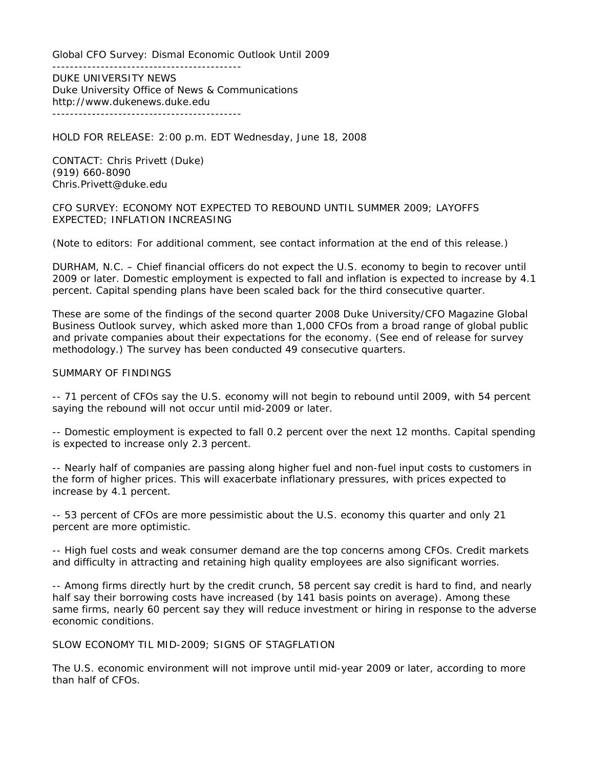Global CFO Survey: Dismal Economic Outlook Until 2009

-------------------------------------------

DUKE UNIVERSITY NEWS
Duke University Office of News & Communications
http://www.dukenews.duke.edu

-------------------------------------------

HOLD FOR RELEASE: 2:00 p.m. EDT Wednesday, June 18, 2008

CONTACT: Chris Privett (Duke)
(919) 660-8090
Chris.Privett@duke.edu

CFO SURVEY: ECONOMY NOT EXPECTED TO REBOUND UNTIL SUMMER 2009; LAYOFFS EXPECTED; INFLATION INCREASING

(Note to editors: For additional comment, see contact information at the end of this release.)

DURHAM, N.C. – Chief financial officers do not expect the U.S. economy to begin to recover until 2009 or later. Domestic employment is expected to fall and inflation is expected to increase by 4.1 percent. Capital spending plans have been scaled back for the third consecutive quarter.

These are some of the findings of the second quarter 2008 Duke University/CFO Magazine Global Business Outlook survey, which asked more than 1,000 CFOs from a broad range of global public and private companies about their expectations for the economy. (See end of release for survey methodology.) The survey has been conducted 49 consecutive quarters.

SUMMARY OF FINDINGS

-- 71 percent of CFOs say the U.S. economy will not begin to rebound until 2009, with 54 percent saying the rebound will not occur until mid-2009 or later.

-- Domestic employment is expected to fall 0.2 percent over the next 12 months. Capital spending is expected to increase only 2.3 percent.

-- Nearly half of companies are passing along higher fuel and non-fuel input costs to customers in the form of higher prices. This will exacerbate inflationary pressures, with prices expected to increase by 4.1 percent.

-- 53 percent of CFOs are more pessimistic about the U.S. economy this quarter and only 21 percent are more optimistic.

-- High fuel costs and weak consumer demand are the top concerns among CFOs. Credit markets and difficulty in attracting and retaining high quality employees are also significant worries.

-- Among firms directly hurt by the credit crunch, 58 percent say credit is hard to find, and nearly half say their borrowing costs have increased (by 141 basis points on average). Among these same firms, nearly 60 percent say they will reduce investment or hiring in response to the adverse economic conditions.

SLOW ECONOMY TIL MID-2009; SIGNS OF STAGFLATION

The U.S. economic environment will not improve until mid-year 2009 or later, according to more than half of CFOs.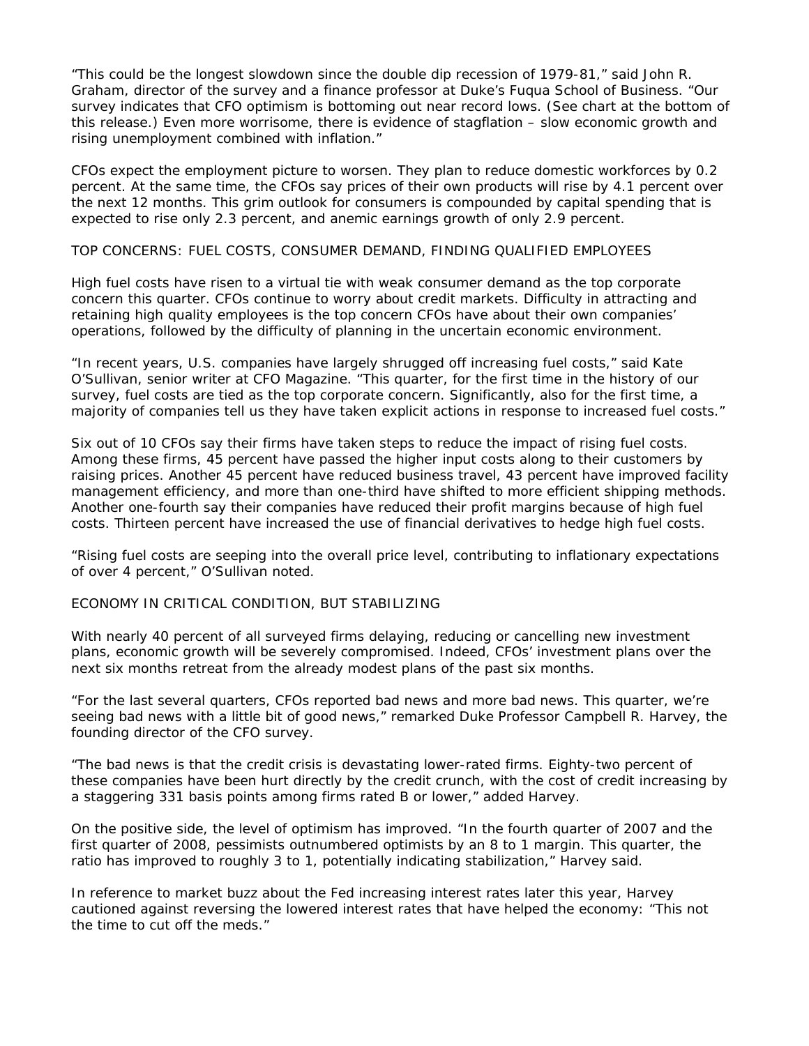"This could be the longest slowdown since the double dip recession of 1979-81," said John R. Graham, director of the survey and a finance professor at Duke's Fuqua School of Business. "Our survey indicates that CFO optimism is bottoming out near record lows. (See chart at the bottom of this release.) Even more worrisome, there is evidence of stagflation – slow economic growth and rising unemployment combined with inflation."

CFOs expect the employment picture to worsen. They plan to reduce domestic workforces by 0.2 percent. At the same time, the CFOs say prices of their own products will rise by 4.1 percent over the next 12 months. This grim outlook for consumers is compounded by capital spending that is expected to rise only 2.3 percent, and anemic earnings growth of only 2.9 percent.

## TOP CONCERNS: FUEL COSTS, CONSUMER DEMAND, FINDING QUALIFIED EMPLOYEES

High fuel costs have risen to a virtual tie with weak consumer demand as the top corporate concern this quarter. CFOs continue to worry about credit markets. Difficulty in attracting and retaining high quality employees is the top concern CFOs have about their own companies' operations, followed by the difficulty of planning in the uncertain economic environment.

"In recent years, U.S. companies have largely shrugged off increasing fuel costs," said Kate O'Sullivan, senior writer at CFO Magazine. "This quarter, for the first time in the history of our survey, fuel costs are tied as the top corporate concern. Significantly, also for the first time, a majority of companies tell us they have taken explicit actions in response to increased fuel costs."

Six out of 10 CFOs say their firms have taken steps to reduce the impact of rising fuel costs. Among these firms, 45 percent have passed the higher input costs along to their customers by raising prices. Another 45 percent have reduced business travel, 43 percent have improved facility management efficiency, and more than one-third have shifted to more efficient shipping methods. Another one-fourth say their companies have reduced their profit margins because of high fuel costs. Thirteen percent have increased the use of financial derivatives to hedge high fuel costs.

"Rising fuel costs are seeping into the overall price level, contributing to inflationary expectations of over 4 percent," O'Sullivan noted.

## ECONOMY IN CRITICAL CONDITION, BUT STABILIZING

With nearly 40 percent of all surveyed firms delaying, reducing or cancelling new investment plans, economic growth will be severely compromised. Indeed, CFOs' investment plans over the next six months retreat from the already modest plans of the past six months.

"For the last several quarters, CFOs reported bad news and more bad news. This quarter, we're seeing bad news with a little bit of good news," remarked Duke Professor Campbell R. Harvey, the founding director of the CFO survey.

"The bad news is that the credit crisis is devastating lower-rated firms. Eighty-two percent of these companies have been hurt directly by the credit crunch, with the cost of credit increasing by a staggering 331 basis points among firms rated B or lower," added Harvey.

On the positive side, the level of optimism has improved. "In the fourth quarter of 2007 and the first quarter of 2008, pessimists outnumbered optimists by an 8 to 1 margin. This quarter, the ratio has improved to roughly 3 to 1, potentially indicating stabilization," Harvey said.

In reference to market buzz about the Fed increasing interest rates later this year, Harvey cautioned against reversing the lowered interest rates that have helped the economy: "This not the time to cut off the meds."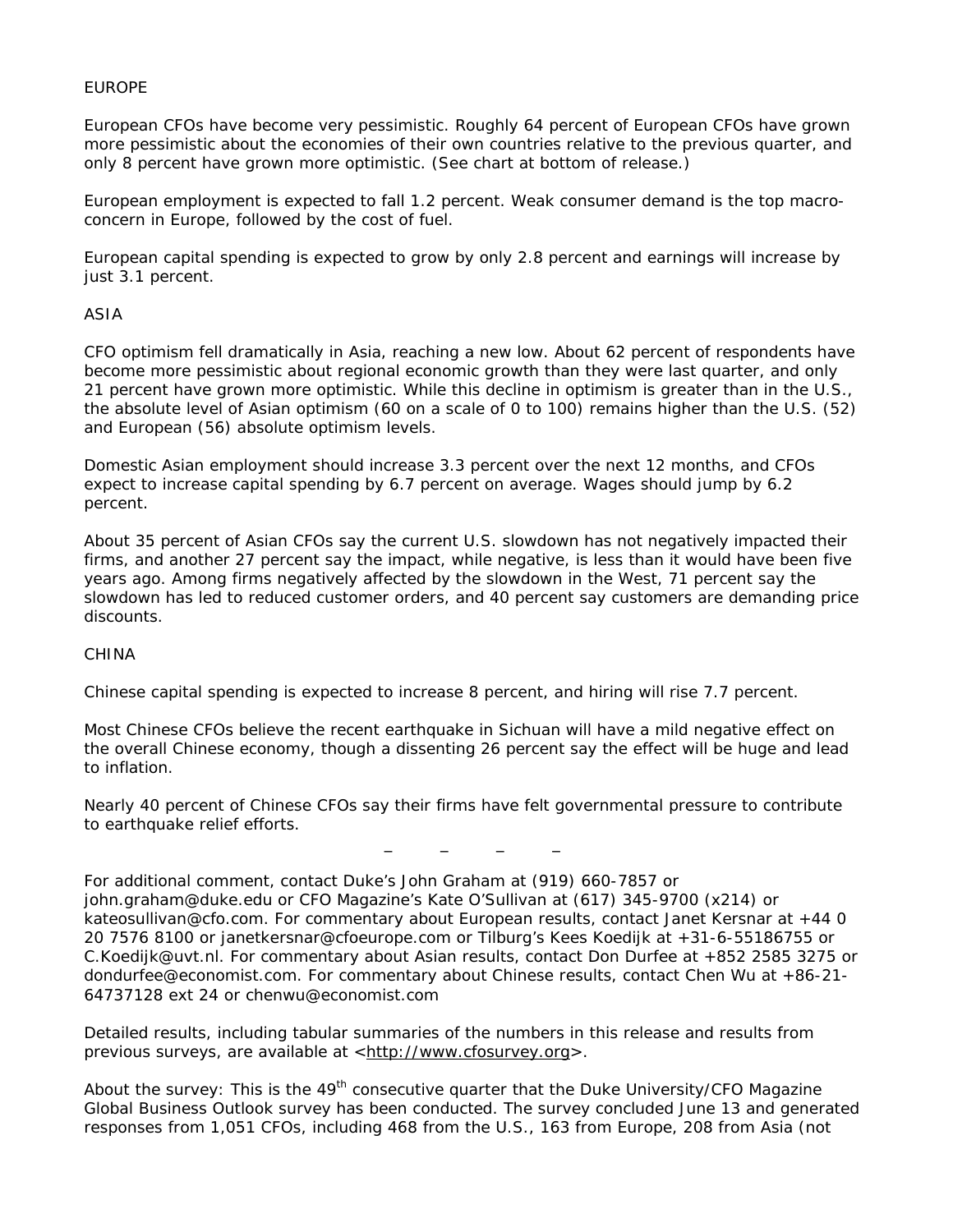## EUROPE

European CFOs have become very pessimistic. Roughly 64 percent of European CFOs have grown more pessimistic about the economies of their own countries relative to the previous quarter, and only 8 percent have grown more optimistic. (See chart at bottom of release.)

European employment is expected to fall 1.2 percent. Weak consumer demand is the top macro-concern in Europe, followed by the cost of fuel.

European capital spending is expected to grow by only 2.8 percent and earnings will increase by just 3.1 percent.

## ASIA

CFO optimism fell dramatically in Asia, reaching a new low. About 62 percent of respondents have become more pessimistic about regional economic growth than they were last quarter, and only 21 percent have grown more optimistic. While this decline in optimism is greater than in the U.S., the absolute level of Asian optimism (60 on a scale of 0 to 100) remains higher than the U.S. (52) and European (56) absolute optimism levels.

Domestic Asian employment should increase 3.3 percent over the next 12 months, and CFOs expect to increase capital spending by 6.7 percent on average. Wages should jump by 6.2 percent.

About 35 percent of Asian CFOs say the current U.S. slowdown has not negatively impacted their firms, and another 27 percent say the impact, while negative, is less than it would have been five years ago. Among firms negatively affected by the slowdown in the West, 71 percent say the slowdown has led to reduced customer orders, and 40 percent say customers are demanding price discounts.

## CHINA

Chinese capital spending is expected to increase 8 percent, and hiring will rise 7.7 percent.

Most Chinese CFOs believe the recent earthquake in Sichuan will have a mild negative effect on the overall Chinese economy, though a dissenting 26 percent say the effect will be huge and lead to inflation.

Nearly 40 percent of Chinese CFOs say their firms have felt governmental pressure to contribute to earthquake relief efforts.

– – – –

For additional comment, contact Duke's John Graham at (919) 660-7857 or john.graham@duke.edu or CFO Magazine's Kate O'Sullivan at (617) 345-9700 (x214) or kateosullivan@cfo.com. For commentary about European results, contact Janet Kersnar at +44 0 20 7576 8100 or janetkersnar@cfoeurope.com or Tilburg's Kees Koedijk at +31-6-55186755 or C.Koedijk@uvt.nl. For commentary about Asian results, contact Don Durfee at +852 2585 3275 or dondurfee@economist.com. For commentary about Chinese results, contact Chen Wu at +86-21-64737128 ext 24 or chenwu@economist.com

Detailed results, including tabular summaries of the numbers in this release and results from previous surveys, are available at <http://www.cfosurvey.org>.

About the survey: This is the 49th consecutive quarter that the Duke University/CFO Magazine Global Business Outlook survey has been conducted. The survey concluded June 13 and generated responses from 1,051 CFOs, including 468 from the U.S., 163 from Europe, 208 from Asia (not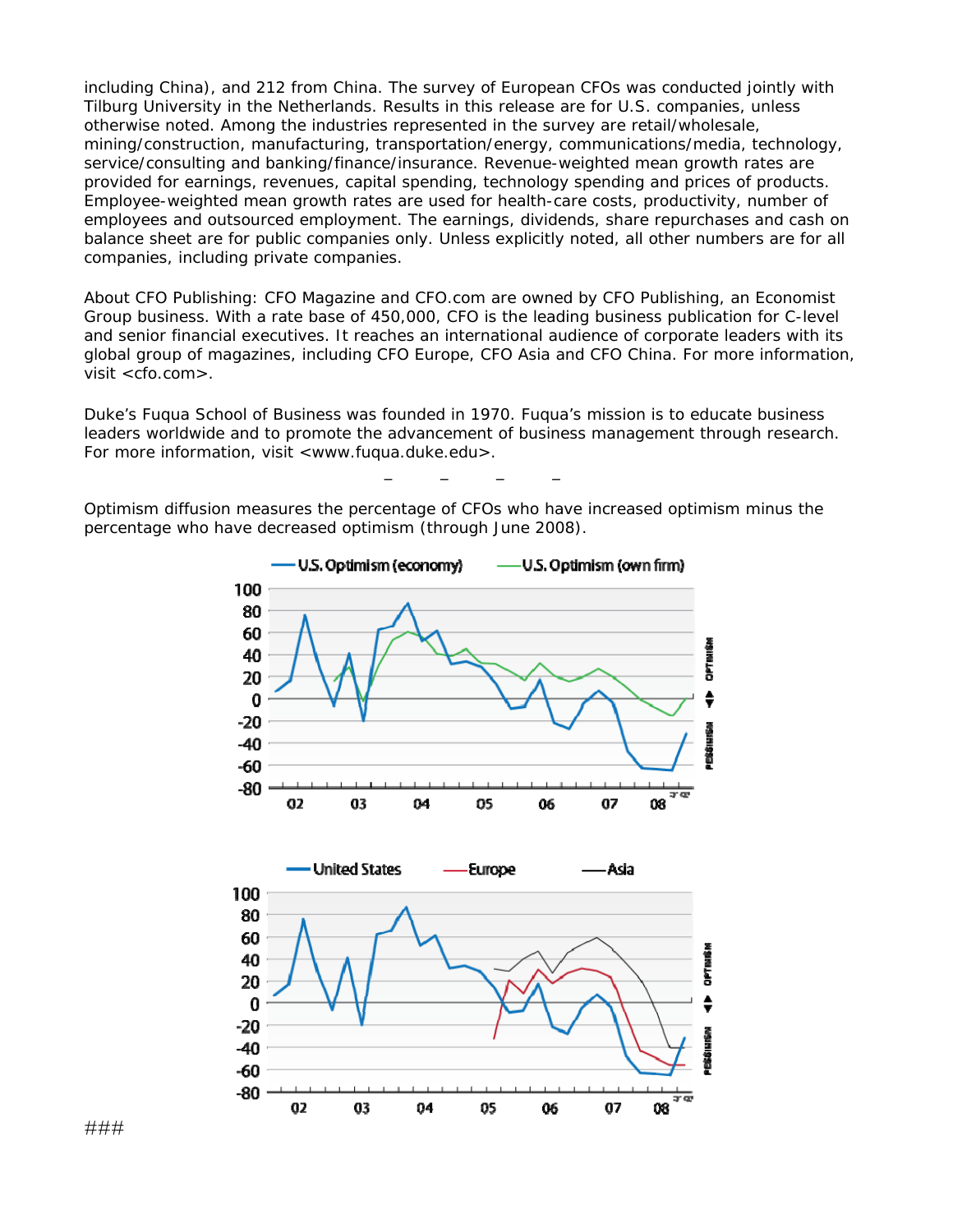including China), and 212 from China. The survey of European CFOs was conducted jointly with Tilburg University in the Netherlands. Results in this release are for U.S. companies, unless otherwise noted. Among the industries represented in the survey are retail/wholesale, mining/construction, manufacturing, transportation/energy, communications/media, technology, service/consulting and banking/finance/insurance. Revenue-weighted mean growth rates are provided for earnings, revenues, capital spending, technology spending and prices of products. Employee-weighted mean growth rates are used for health-care costs, productivity, number of employees and outsourced employment. The earnings, dividends, share repurchases and cash on balance sheet are for public companies only. Unless explicitly noted, all other numbers are for all companies, including private companies.

About CFO Publishing: CFO Magazine and CFO.com are owned by CFO Publishing, an Economist Group business. With a rate base of 450,000, CFO is the leading business publication for C-level and senior financial executives. It reaches an international audience of corporate leaders with its global group of magazines, including CFO Europe, CFO Asia and CFO China. For more information, visit <cfo.com>.

Duke's Fuqua School of Business was founded in 1970. Fuqua's mission is to educate business leaders worldwide and to promote the advancement of business management through research. For more information, visit <www.fuqua.duke.edu>.

– – – –

Optimism diffusion measures the percentage of CFOs who have increased optimism minus the percentage who have decreased optimism (through June 2008).

U.S. Optimism (economy)
U.S. Optimism (own firm)
100
80
60
40
20
0
-20
-40
-60
-80
02
03
04
05
06
07
08
OPTIMISM
PESSIMISM

United States
Europe
Asia
100
80
60
40
20
0
-20
-40
-60
-80
02
03
04
05
06
07
08
OPTIMISM
PESSIMISM

###